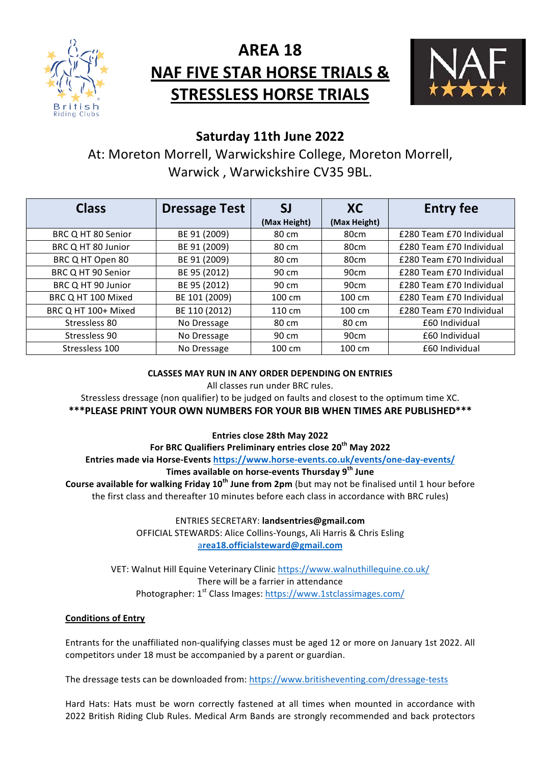# AREA 18
# NAF FIVE STAR HORSE TRIALS & STRESSLESS HORSE TRIALS

## Saturday 11th June 2022

At: Moreton Morrell, Warwickshire College, Moreton Morrell, Warwick , Warwickshire CV35 9BL.

| Class | Dressage Test | SJ (Max Height) | XC (Max Height) | Entry fee |
|---|---|---|---|---|
| BRC Q HT 80 Senior | BE 91 (2009) | 80 cm | 80cm | £280 Team £70 Individual |
| BRC Q HT 80 Junior | BE 91 (2009) | 80 cm | 80cm | £280 Team £70 Individual |
| BRC Q HT Open 80 | BE 91 (2009) | 80 cm | 80cm | £280 Team £70 Individual |
| BRC Q HT 90 Senior | BE 95 (2012) | 90 cm | 90cm | £280 Team £70 Individual |
| BRC Q HT 90 Junior | BE 95 (2012) | 90 cm | 90cm | £280 Team £70 Individual |
| BRC Q HT 100 Mixed | BE 101 (2009) | 100 cm | 100 cm | £280 Team £70 Individual |
| BRC Q HT 100+ Mixed | BE 110 (2012) | 110 cm | 100 cm | £280 Team £70 Individual |
| Stressless 80 | No Dressage | 80 cm | 80 cm | £60 Individual |
| Stressless 90 | No Dressage | 90 cm | 90cm | £60 Individual |
| Stressless 100 | No Dressage | 100 cm | 100 cm | £60 Individual |

**CLASSES MAY RUN IN ANY ORDER DEPENDING ON ENTRIES**

All classes run under BRC rules.

Stressless dressage (non qualifier) to be judged on faults and closest to the optimum time XC.

**\*\*\*PLEASE PRINT YOUR OWN NUMBERS FOR YOUR BIB WHEN TIMES ARE PUBLISHED\*\*\***

**Entries close 28th May 2022**

**For BRC Qualifiers Preliminary entries close 20th May 2022**

**Entries made via Horse-Events https://www.horse-events.co.uk/events/one-day-events/**

**Times available on horse-events Thursday 9th June**

**Course available for walking Friday 10th June from 2pm** (but may not be finalised until 1 hour before the first class and thereafter 10 minutes before each class in accordance with BRC rules)

ENTRIES SECRETARY: **landsentries@gmail.com**

OFFICIAL STEWARDS: Alice Collins-Youngs, Ali Harris & Chris Esling

area18.officialsteward@gmail.com

VET: Walnut Hill Equine Veterinary Clinic https://www.walnuthillequine.co.uk/

There will be a farrier in attendance

Photographer: 1st Class Images: https://www.1stclassimages.com/

**Conditions of Entry**

Entrants for the unaffiliated non-qualifying classes must be aged 12 or more on January 1st 2022. All competitors under 18 must be accompanied by a parent or guardian.

The dressage tests can be downloaded from: https://www.britisheventing.com/dressage-tests

Hard Hats: Hats must be worn correctly fastened at all times when mounted in accordance with 2022 British Riding Club Rules. Medical Arm Bands are strongly recommended and back protectors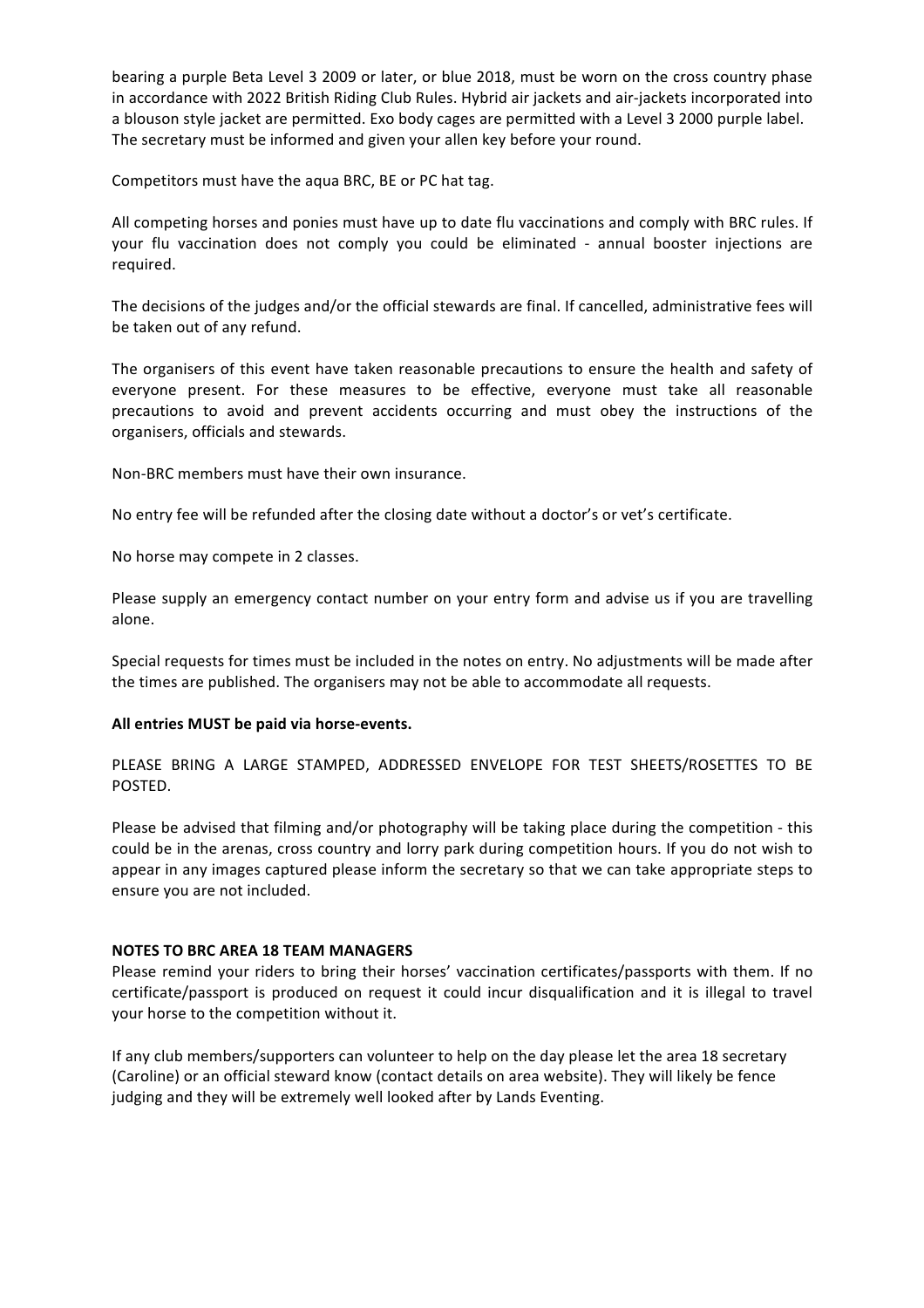bearing a purple Beta Level 3 2009 or later, or blue 2018, must be worn on the cross country phase in accordance with 2022 British Riding Club Rules. Hybrid air jackets and air-jackets incorporated into a blouson style jacket are permitted. Exo body cages are permitted with a Level 3 2000 purple label. The secretary must be informed and given your allen key before your round.

Competitors must have the aqua BRC, BE or PC hat tag.

All competing horses and ponies must have up to date flu vaccinations and comply with BRC rules. If your flu vaccination does not comply you could be eliminated - annual booster injections are required.

The decisions of the judges and/or the official stewards are final. If cancelled, administrative fees will be taken out of any refund.

The organisers of this event have taken reasonable precautions to ensure the health and safety of everyone present. For these measures to be effective, everyone must take all reasonable precautions to avoid and prevent accidents occurring and must obey the instructions of the organisers, officials and stewards.

Non-BRC members must have their own insurance.

No entry fee will be refunded after the closing date without a doctor's or vet's certificate.

No horse may compete in 2 classes.

Please supply an emergency contact number on your entry form and advise us if you are travelling alone.

Special requests for times must be included in the notes on entry. No adjustments will be made after the times are published. The organisers may not be able to accommodate all requests.

**All entries MUST be paid via horse-events.**

PLEASE BRING A LARGE STAMPED, ADDRESSED ENVELOPE FOR TEST SHEETS/ROSETTES TO BE POSTED.

Please be advised that filming and/or photography will be taking place during the competition - this could be in the arenas, cross country and lorry park during competition hours. If you do not wish to appear in any images captured please inform the secretary so that we can take appropriate steps to ensure you are not included.

**NOTES TO BRC AREA 18 TEAM MANAGERS**

Please remind your riders to bring their horses' vaccination certificates/passports with them. If no certificate/passport is produced on request it could incur disqualification and it is illegal to travel your horse to the competition without it.

If any club members/supporters can volunteer to help on the day please let the area 18 secretary (Caroline) or an official steward know (contact details on area website). They will likely be fence judging and they will be extremely well looked after by Lands Eventing.